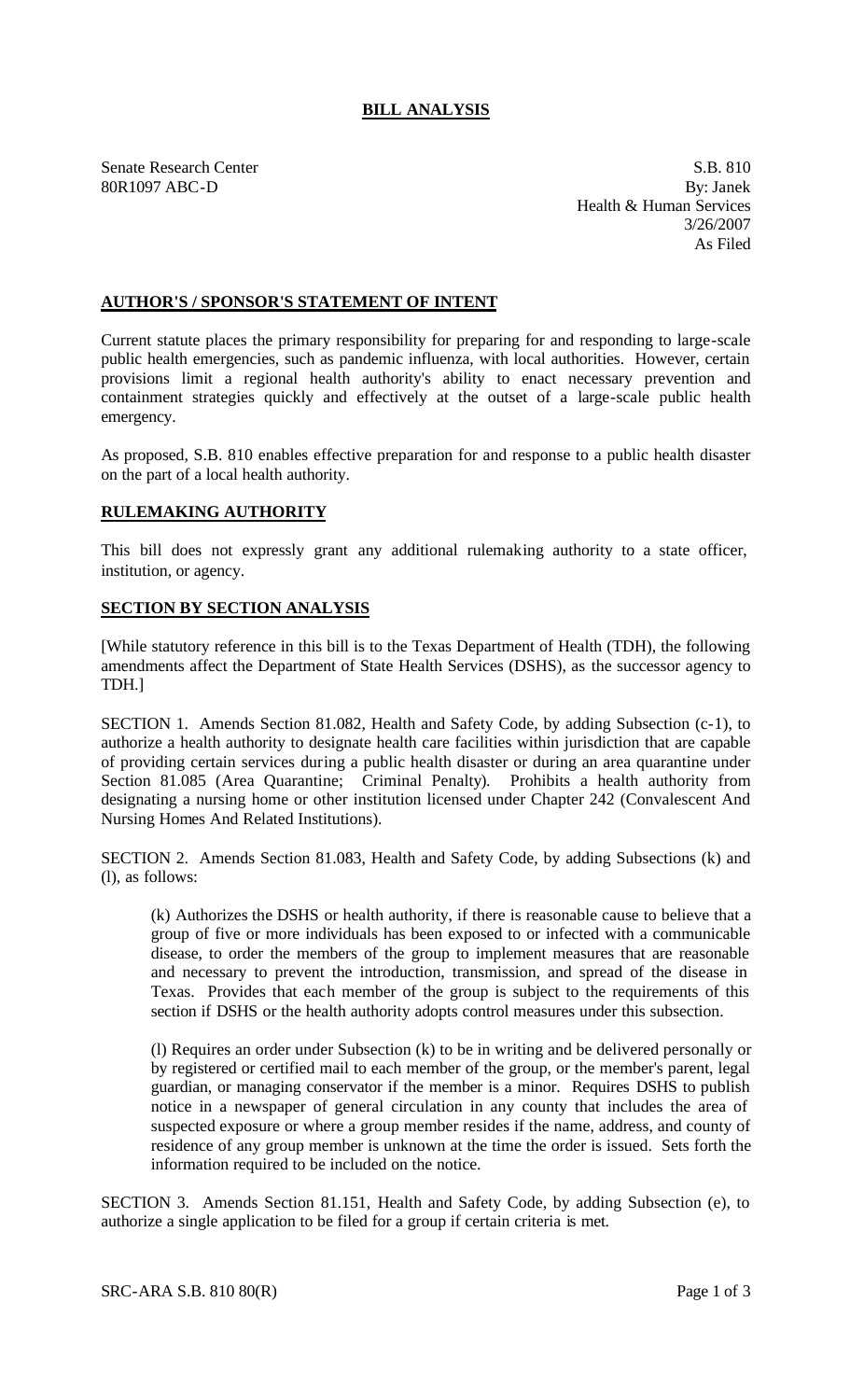# BILL ANALYSIS

Senate Research Center
80R1097 ABC-D

S.B. 810
By: Janek
Health & Human Services
3/26/2007
As Filed

## AUTHOR'S / SPONSOR'S STATEMENT OF INTENT

Current statute places the primary responsibility for preparing for and responding to large-scale public health emergencies, such as pandemic influenza, with local authorities. However, certain provisions limit a regional health authority's ability to enact necessary prevention and containment strategies quickly and effectively at the outset of a large-scale public health emergency.

As proposed, S.B. 810 enables effective preparation for and response to a public health disaster on the part of a local health authority.

## RULEMAKING AUTHORITY

This bill does not expressly grant any additional rulemaking authority to a state officer, institution, or agency.

## SECTION BY SECTION ANALYSIS

[While statutory reference in this bill is to the Texas Department of Health (TDH), the following amendments affect the Department of State Health Services (DSHS), as the successor agency to TDH.]

SECTION 1. Amends Section 81.082, Health and Safety Code, by adding Subsection (c-1), to authorize a health authority to designate health care facilities within jurisdiction that are capable of providing certain services during a public health disaster or during an area quarantine under Section 81.085 (Area Quarantine; Criminal Penalty). Prohibits a health authority from designating a nursing home or other institution licensed under Chapter 242 (Convalescent And Nursing Homes And Related Institutions).

SECTION 2. Amends Section 81.083, Health and Safety Code, by adding Subsections (k) and (l), as follows:

(k) Authorizes the DSHS or health authority, if there is reasonable cause to believe that a group of five or more individuals has been exposed to or infected with a communicable disease, to order the members of the group to implement measures that are reasonable and necessary to prevent the introduction, transmission, and spread of the disease in Texas. Provides that each member of the group is subject to the requirements of this section if DSHS or the health authority adopts control measures under this subsection.

(l) Requires an order under Subsection (k) to be in writing and be delivered personally or by registered or certified mail to each member of the group, or the member's parent, legal guardian, or managing conservator if the member is a minor. Requires DSHS to publish notice in a newspaper of general circulation in any county that includes the area of suspected exposure or where a group member resides if the name, address, and county of residence of any group member is unknown at the time the order is issued. Sets forth the information required to be included on the notice.

SECTION 3. Amends Section 81.151, Health and Safety Code, by adding Subsection (e), to authorize a single application to be filed for a group if certain criteria is met.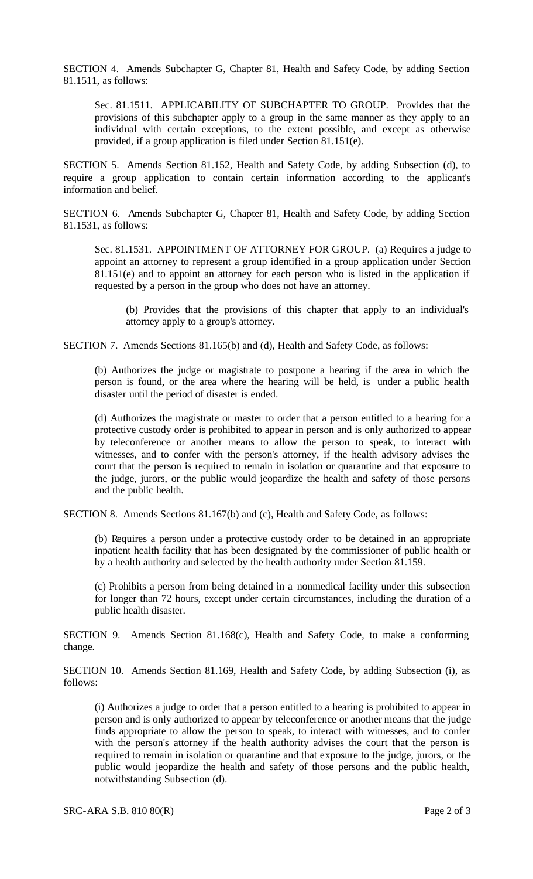SECTION 4. Amends Subchapter G, Chapter 81, Health and Safety Code, by adding Section 81.1511, as follows:

Sec. 81.1511. APPLICABILITY OF SUBCHAPTER TO GROUP. Provides that the provisions of this subchapter apply to a group in the same manner as they apply to an individual with certain exceptions, to the extent possible, and except as otherwise provided, if a group application is filed under Section 81.151(e).

SECTION 5. Amends Section 81.152, Health and Safety Code, by adding Subsection (d), to require a group application to contain certain information according to the applicant's information and belief.

SECTION 6. Amends Subchapter G, Chapter 81, Health and Safety Code, by adding Section 81.1531, as follows:

Sec. 81.1531. APPOINTMENT OF ATTORNEY FOR GROUP. (a) Requires a judge to appoint an attorney to represent a group identified in a group application under Section 81.151(e) and to appoint an attorney for each person who is listed in the application if requested by a person in the group who does not have an attorney.

(b) Provides that the provisions of this chapter that apply to an individual's attorney apply to a group's attorney.

SECTION 7. Amends Sections 81.165(b) and (d), Health and Safety Code, as follows:

(b) Authorizes the judge or magistrate to postpone a hearing if the area in which the person is found, or the area where the hearing will be held, is under a public health disaster until the period of disaster is ended.

(d) Authorizes the magistrate or master to order that a person entitled to a hearing for a protective custody order is prohibited to appear in person and is only authorized to appear by teleconference or another means to allow the person to speak, to interact with witnesses, and to confer with the person's attorney, if the health advisory advises the court that the person is required to remain in isolation or quarantine and that exposure to the judge, jurors, or the public would jeopardize the health and safety of those persons and the public health.

SECTION 8. Amends Sections 81.167(b) and (c), Health and Safety Code, as follows:

(b) Requires a person under a protective custody order to be detained in an appropriate inpatient health facility that has been designated by the commissioner of public health or by a health authority and selected by the health authority under Section 81.159.

(c) Prohibits a person from being detained in a nonmedical facility under this subsection for longer than 72 hours, except under certain circumstances, including the duration of a public health disaster.

SECTION 9. Amends Section 81.168(c), Health and Safety Code, to make a conforming change.

SECTION 10. Amends Section 81.169, Health and Safety Code, by adding Subsection (i), as follows:

(i) Authorizes a judge to order that a person entitled to a hearing is prohibited to appear in person and is only authorized to appear by teleconference or another means that the judge finds appropriate to allow the person to speak, to interact with witnesses, and to confer with the person's attorney if the health authority advises the court that the person is required to remain in isolation or quarantine and that exposure to the judge, jurors, or the public would jeopardize the health and safety of those persons and the public health, notwithstanding Subsection (d).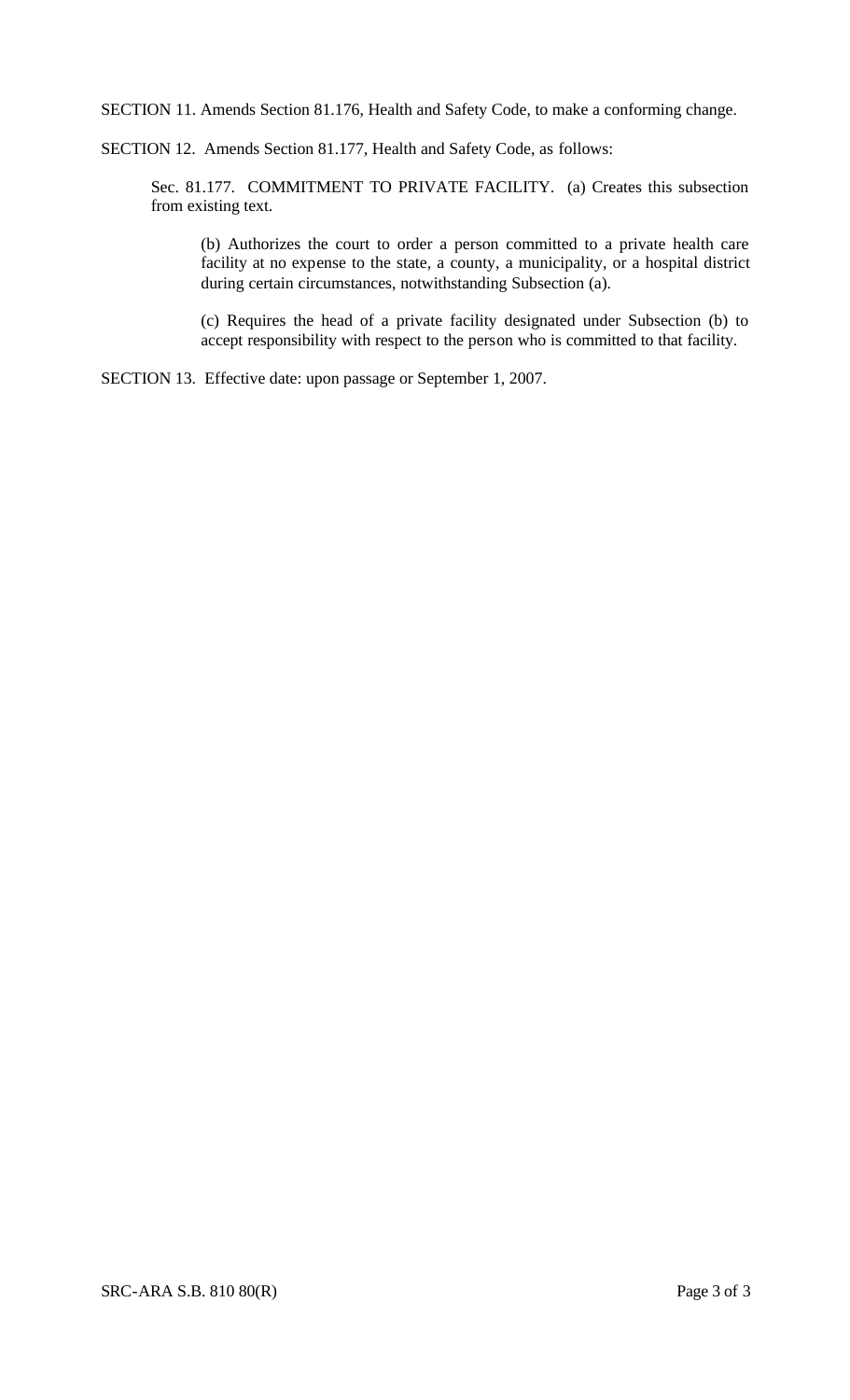SECTION 11. Amends Section 81.176, Health and Safety Code, to make a conforming change.

SECTION 12. Amends Section 81.177, Health and Safety Code, as follows:

> Sec. 81.177. COMMITMENT TO PRIVATE FACILITY. (a) Creates this subsection from existing text.
>
> > (b) Authorizes the court to order a person committed to a private health care facility at no expense to the state, a county, a municipality, or a hospital district during certain circumstances, notwithstanding Subsection (a).
> >
> > (c) Requires the head of a private facility designated under Subsection (b) to accept responsibility with respect to the person who is committed to that facility.

SECTION 13. Effective date: upon passage or September 1, 2007.